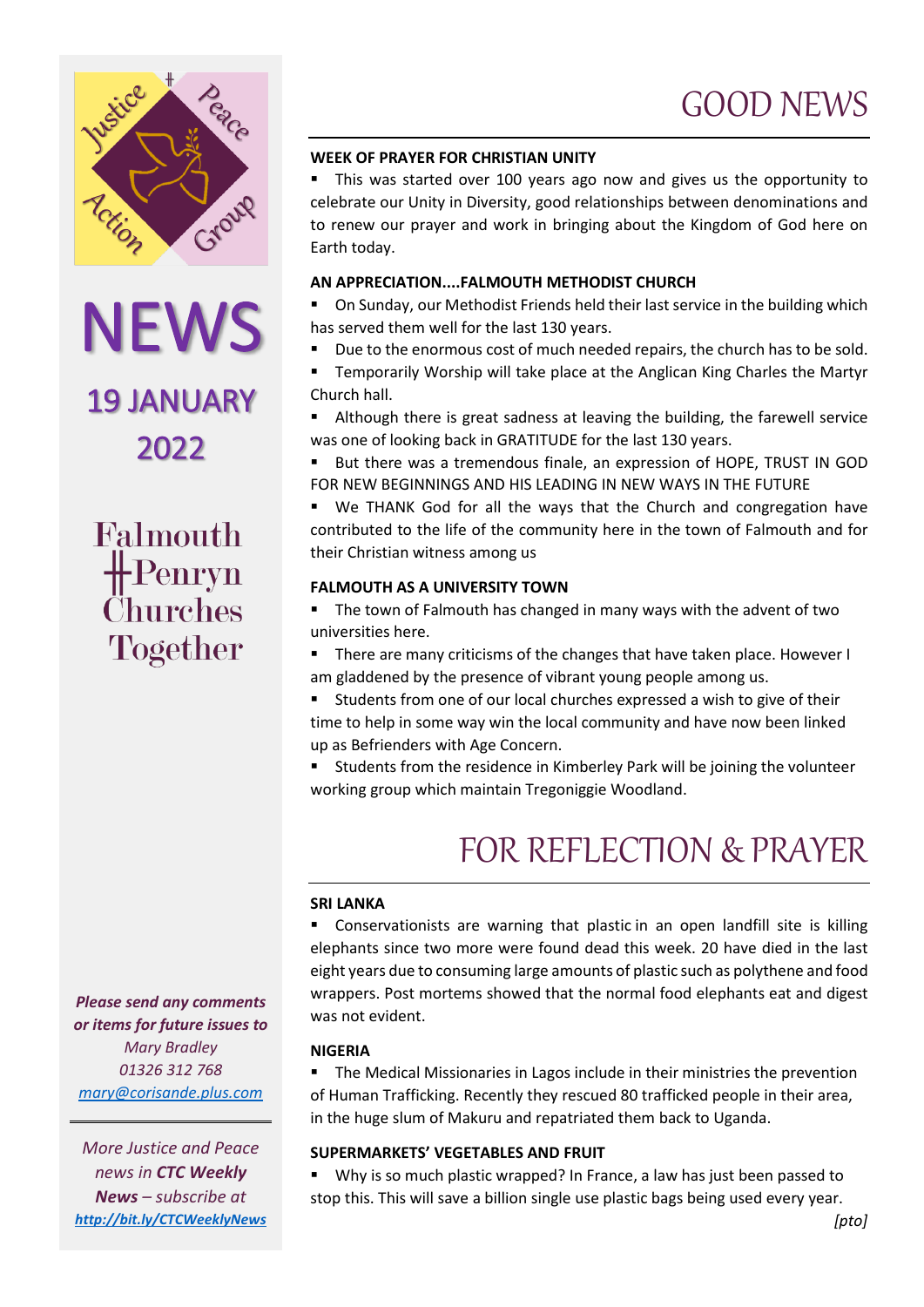Justice Peace Action Group

# NEWS

## 19 JANUARY 2022

Falmouth ╋Penryn Churches Together

# GOOD NEWS

### WEEK OF PRAYER FOR CHRISTIAN UNITY

- This was started over 100 years ago now and gives us the opportunity to celebrate our Unity in Diversity, good relationships between denominations and to renew our prayer and work in bringing about the Kingdom of God here on Earth today.

### AN APPRECIATION....FALMOUTH METHODIST CHURCH

- On Sunday, our Methodist Friends held their last service in the building which has served them well for the last 130 years.
- Due to the enormous cost of much needed repairs, the church has to be sold.
- Temporarily Worship will take place at the Anglican King Charles the Martyr Church hall.
- Although there is great sadness at leaving the building, the farewell service was one of looking back in GRATITUDE for the last 130 years.
- But there was a tremendous finale, an expression of HOPE, TRUST IN GOD FOR NEW BEGINNINGS AND HIS LEADING IN NEW WAYS IN THE FUTURE
- We THANK God for all the ways that the Church and congregation have contributed to the life of the community here in the town of Falmouth and for their Christian witness among us

### FALMOUTH AS A UNIVERSITY TOWN

- The town of Falmouth has changed in many ways with the advent of two universities here.
- There are many criticisms of the changes that have taken place. However I am gladdened by the presence of vibrant young people among us.
- Students from one of our local churches expressed a wish to give of their time to help in some way win the local community and have now been linked up as Befrienders with Age Concern.
- Students from the residence in Kimberley Park will be joining the volunteer working group which maintain Tregoniggie Woodland.

# FOR REFLECTION & PRAYER

### SRI LANKA

- Conservationists are warning that plastic in an open landfill site is killing elephants since two more were found dead this week. 20 have died in the last eight years due to consuming large amounts of plastic such as polythene and food wrappers. Post mortems showed that the normal food elephants eat and digest was not evident.

### NIGERIA

- The Medical Missionaries in Lagos include in their ministries the prevention of Human Trafficking. Recently they rescued 80 trafficked people in their area, in the huge slum of Makuru and repatriated them back to Uganda.

### SUPERMARKETS' VEGETABLES AND FRUIT

- Why is so much plastic wrapped? In France, a law has just been passed to stop this. This will save a billion single use plastic bags being used every year.

*[pto]*

***Please send any comments or items for future issues to***
*Mary Bradley*
*01326 312 768*
*mary@corisande.plus.com*

---

*More Justice and Peace news in* ***CTC Weekly News*** *– subscribe at* ***http://bit.ly/CTCWeeklyNews***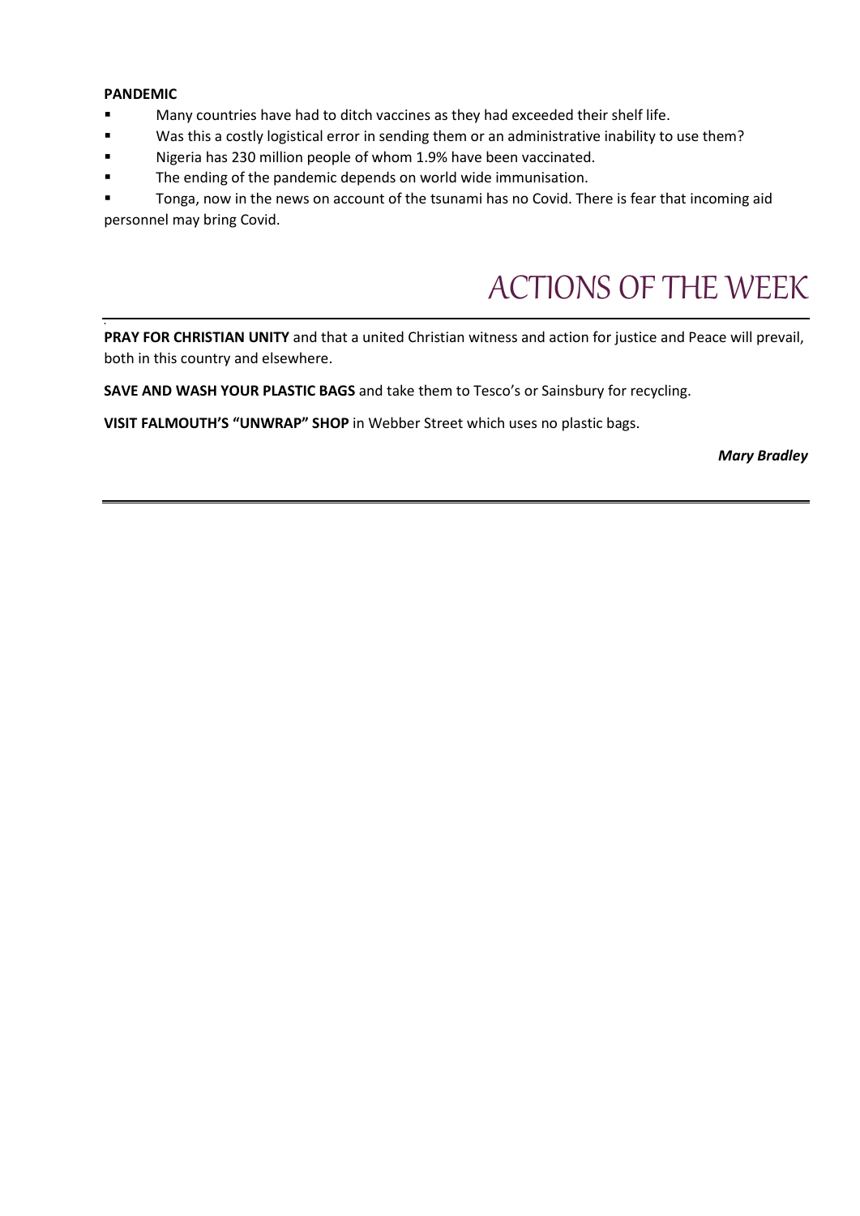**PANDEMIC**

- Many countries have had to ditch vaccines as they had exceeded their shelf life.
- Was this a costly logistical error in sending them or an administrative inability to use them?
- Nigeria has 230 million people of whom 1.9% have been vaccinated.
- The ending of the pandemic depends on world wide immunisation.
- Tonga, now in the news on account of the tsunami has no Covid. There is fear that incoming aid personnel may bring Covid.

# ACTIONS OF THE WEEK

**PRAY FOR CHRISTIAN UNITY** and that a united Christian witness and action for justice and Peace will prevail, both in this country and elsewhere.

**SAVE AND WASH YOUR PLASTIC BAGS** and take them to Tesco's or Sainsbury for recycling.

**VISIT FALMOUTH'S "UNWRAP" SHOP** in Webber Street which uses no plastic bags.

***Mary Bradley***